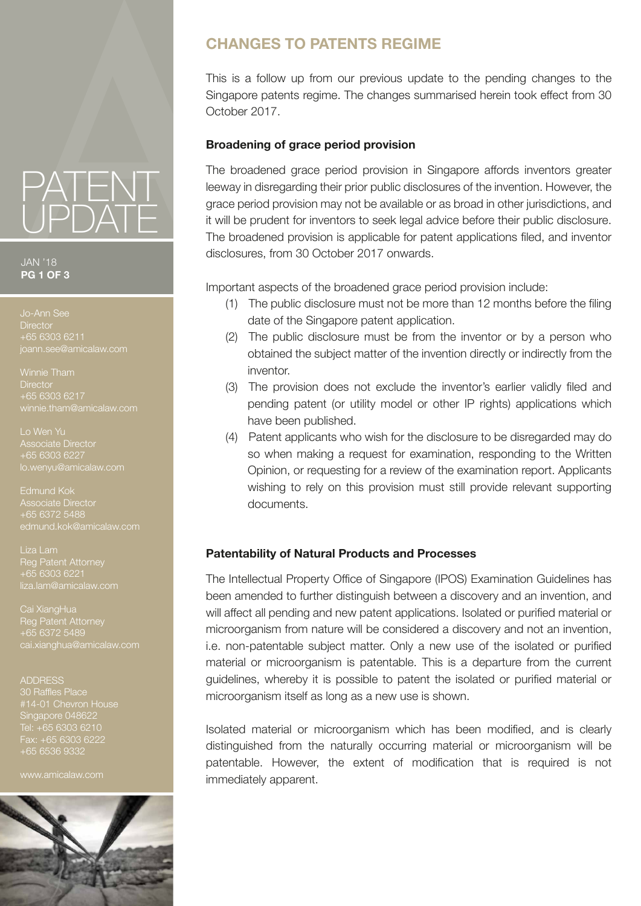# PATENT UPDATE

JAN '18

Jo-Ann See
Director
+65 6303 6211
joann.see@amicalaw.com

Winnie Tham
Director
+65 6303 6217
winnie.tham@amicalaw.com

Lo Wen Yu
Associate Director
+65 6303 6227
lo.wenyu@amicalaw.com

Edmund Kok
Associate Director
+65 6372 5488
edmund.kok@amicalaw.com

Liza Lam
Reg Patent Attorney
+65 6303 6221
liza.lam@amicalaw.com

Cai XiangHua
Reg Patent Attorney
+65 6372 5489
cai.xianghua@amicalaw.com

ADDRESS
30 Raffles Place
#14-01 Chevron House
Singapore 048622
Tel: +65 6303 6210
Fax: +65 6303 6222
+65 6536 9332

www.amicalaw.com

## CHANGES TO PATENTS REGIME

This is a follow up from our previous update to the pending changes to the Singapore patents regime. The changes summarised herein took effect from 30 October 2017.

### Broadening of grace period provision

The broadened grace period provision in Singapore affords inventors greater leeway in disregarding their prior public disclosures of the invention. However, the grace period provision may not be available or as broad in other jurisdictions, and it will be prudent for inventors to seek legal advice before their public disclosure. The broadened provision is applicable for patent applications filed, and inventor disclosures, from 30 October 2017 onwards.

Important aspects of the broadened grace period provision include:

(1) The public disclosure must not be more than 12 months before the filing date of the Singapore patent application.

(2) The public disclosure must be from the inventor or by a person who obtained the subject matter of the invention directly or indirectly from the inventor.

(3) The provision does not exclude the inventor's earlier validly filed and pending patent (or utility model or other IP rights) applications which have been published.

(4) Patent applicants who wish for the disclosure to be disregarded may do so when making a request for examination, responding to the Written Opinion, or requesting for a review of the examination report. Applicants wishing to rely on this provision must still provide relevant supporting documents.

### Patentability of Natural Products and Processes

The Intellectual Property Office of Singapore (IPOS) Examination Guidelines has been amended to further distinguish between a discovery and an invention, and will affect all pending and new patent applications. Isolated or purified material or microorganism from nature will be considered a discovery and not an invention, i.e. non-patentable subject matter. Only a new use of the isolated or purified material or microorganism is patentable. This is a departure from the current guidelines, whereby it is possible to patent the isolated or purified material or microorganism itself as long as a new use is shown.

Isolated material or microorganism which has been modified, and is clearly distinguished from the naturally occurring material or microorganism will be patentable. However, the extent of modification that is required is not immediately apparent.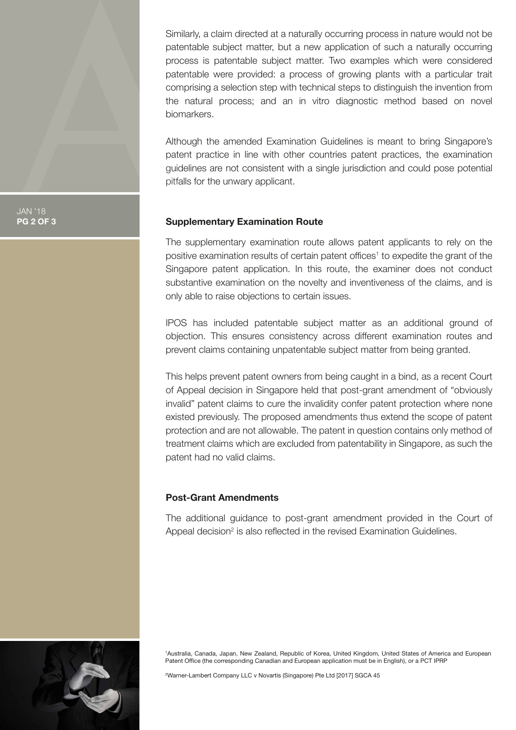Similarly, a claim directed at a naturally occurring process in nature would not be patentable subject matter, but a new application of such a naturally occurring process is patentable subject matter. Two examples which were considered patentable were provided: a process of growing plants with a particular trait comprising a selection step with technical steps to distinguish the invention from the natural process; and an in vitro diagnostic method based on novel biomarkers.

Although the amended Examination Guidelines is meant to bring Singapore's patent practice in line with other countries patent practices, the examination guidelines are not consistent with a single jurisdiction and could pose potential pitfalls for the unwary applicant.

**Supplementary Examination Route**

The supplementary examination route allows patent applicants to rely on the positive examination results of certain patent offices[1] to expedite the grant of the Singapore patent application. In this route, the examiner does not conduct substantive examination on the novelty and inventiveness of the claims, and is only able to raise objections to certain issues.

IPOS has included patentable subject matter as an additional ground of objection. This ensures consistency across different examination routes and prevent claims containing unpatentable subject matter from being granted.

This helps prevent patent owners from being caught in a bind, as a recent Court of Appeal decision in Singapore held that post-grant amendment of "obviously invalid" patent claims to cure the invalidity confer patent protection where none existed previously. The proposed amendments thus extend the scope of patent protection and are not allowable. The patent in question contains only method of treatment claims which are excluded from patentability in Singapore, as such the patent had no valid claims.

**Post-Grant Amendments**

The additional guidance to post-grant amendment provided in the Court of Appeal decision[2] is also reflected in the revised Examination Guidelines.

[1] Australia, Canada, Japan, New Zealand, Republic of Korea, United Kingdom, United States of America and European Patent Office (the corresponding Canadian and European application must be in English), or a PCT IPRP

[2] Warner-Lambert Company LLC v Novartis (Singapore) Pte Ltd [2017] SGCA 45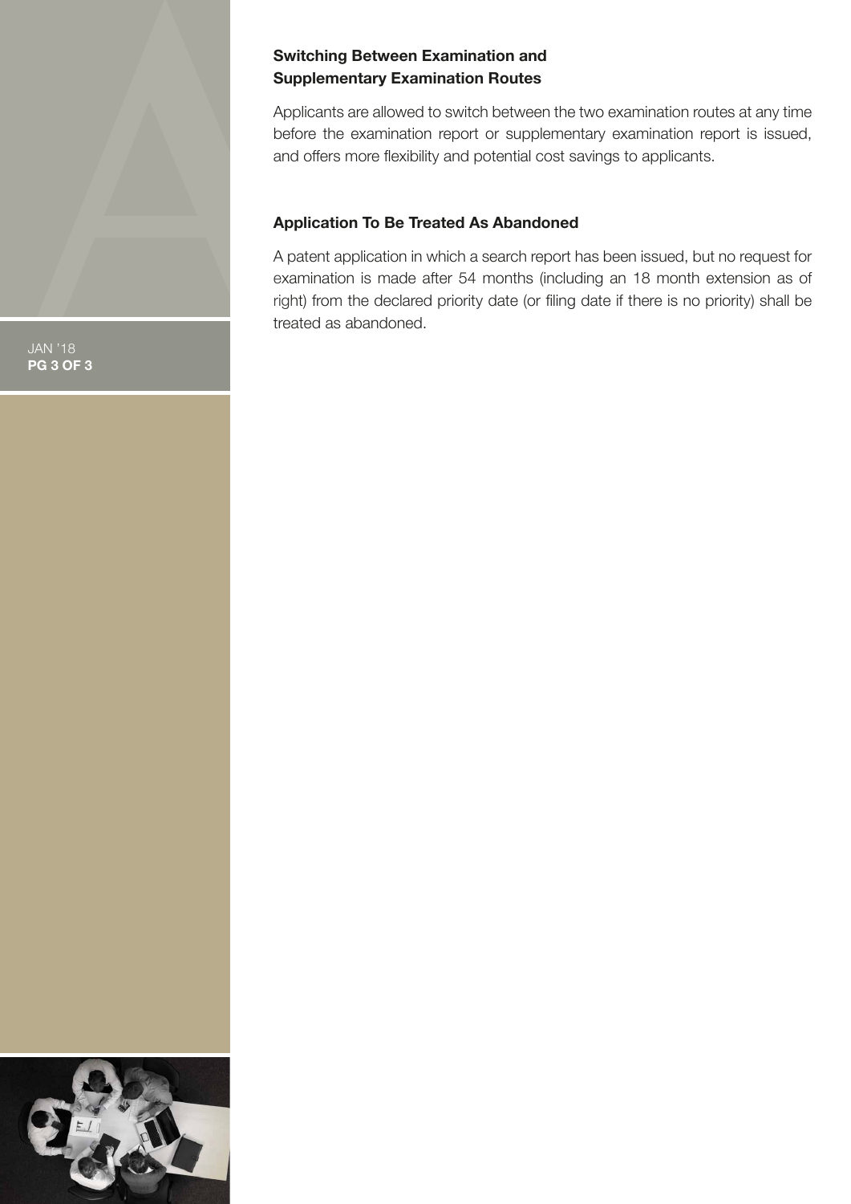### Switching Between Examination and Supplementary Examination Routes

Applicants are allowed to switch between the two examination routes at any time before the examination report or supplementary examination report is issued, and offers more flexibility and potential cost savings to applicants.

### Application To Be Treated As Abandoned

A patent application in which a search report has been issued, but no request for examination is made after 54 months (including an 18 month extension as of right) from the declared priority date (or filing date if there is no priority) shall be treated as abandoned.